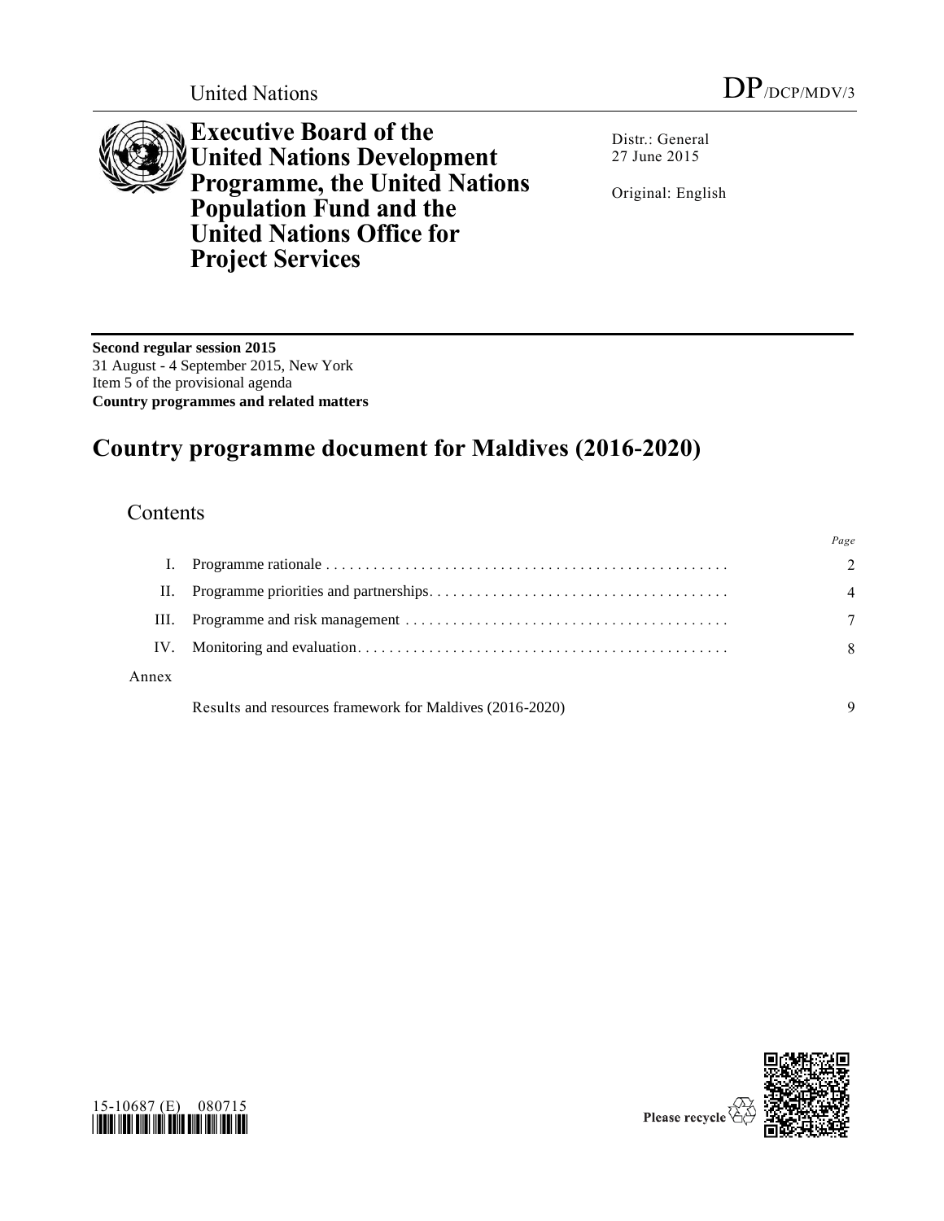United Nations

DP/DCP/MDV/3

**Executive Board of the United Nations Development Programme, the United Nations Population Fund and the United Nations Office for Project Services**

Distr.: General
27 June 2015

Original: English

**Second regular session 2015**
31 August - 4 September 2015, New York
Item 5 of the provisional agenda
**Country programmes and related matters**

# Country programme document for Maldives (2016-2020)

## Contents

| | | Page |
|---|---|---|
| I. | Programme rationale | 2 |
| II. | Programme priorities and partnerships | 4 |
| III. | Programme and risk management | 7 |
| IV. | Monitoring and evaluation | 8 |
| Annex | | |
| | Results and resources framework for Maldives (2016-2020) | 9 |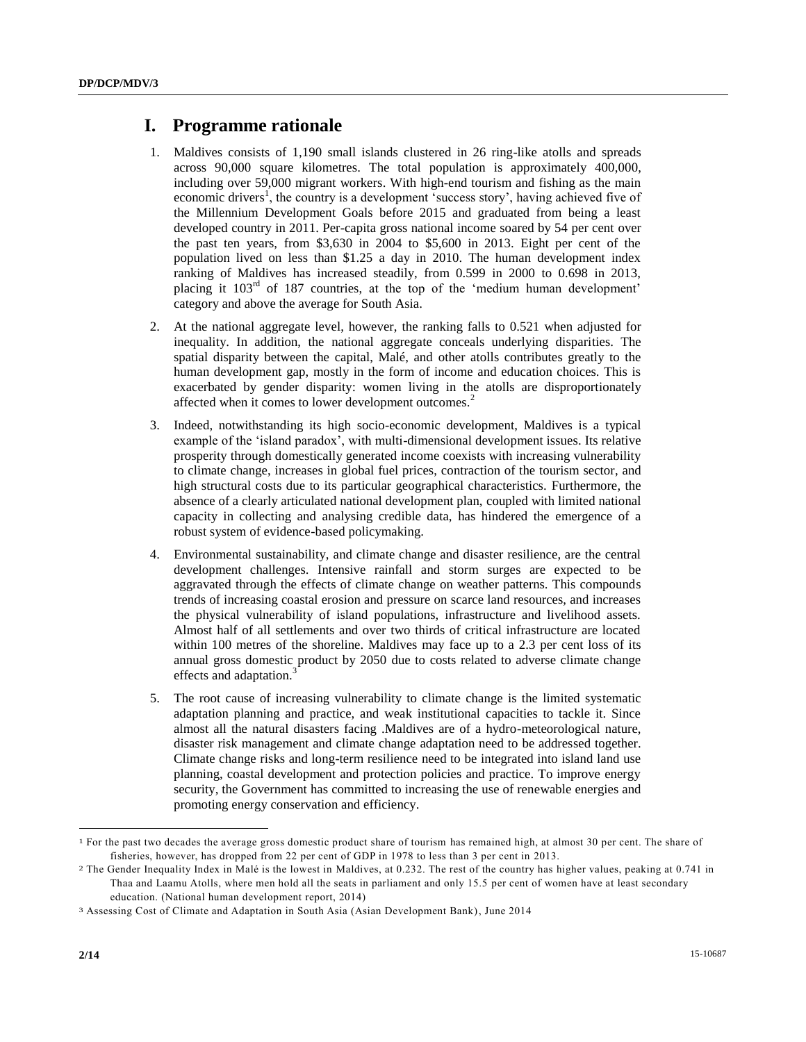# I. Programme rationale

1. Maldives consists of 1,190 small islands clustered in 26 ring-like atolls and spreads across 90,000 square kilometres. The total population is approximately 400,000, including over 59,000 migrant workers. With high-end tourism and fishing as the main economic drivers[1], the country is a development 'success story', having achieved five of the Millennium Development Goals before 2015 and graduated from being a least developed country in 2011. Per-capita gross national income soared by 54 per cent over the past ten years, from $3,630 in 2004 to $5,600 in 2013. Eight per cent of the population lived on less than $1.25 a day in 2010. The human development index ranking of Maldives has increased steadily, from 0.599 in 2000 to 0.698 in 2013, placing it 103rd of 187 countries, at the top of the 'medium human development' category and above the average for South Asia.

2. At the national aggregate level, however, the ranking falls to 0.521 when adjusted for inequality. In addition, the national aggregate conceals underlying disparities. The spatial disparity between the capital, Malé, and other atolls contributes greatly to the human development gap, mostly in the form of income and education choices. This is exacerbated by gender disparity: women living in the atolls are disproportionately affected when it comes to lower development outcomes.[2]

3. Indeed, notwithstanding its high socio-economic development, Maldives is a typical example of the 'island paradox', with multi-dimensional development issues. Its relative prosperity through domestically generated income coexists with increasing vulnerability to climate change, increases in global fuel prices, contraction of the tourism sector, and high structural costs due to its particular geographical characteristics. Furthermore, the absence of a clearly articulated national development plan, coupled with limited national capacity in collecting and analysing credible data, has hindered the emergence of a robust system of evidence-based policymaking.

4. Environmental sustainability, and climate change and disaster resilience, are the central development challenges. Intensive rainfall and storm surges are expected to be aggravated through the effects of climate change on weather patterns. This compounds trends of increasing coastal erosion and pressure on scarce land resources, and increases the physical vulnerability of island populations, infrastructure and livelihood assets. Almost half of all settlements and over two thirds of critical infrastructure are located within 100 metres of the shoreline. Maldives may face up to a 2.3 per cent loss of its annual gross domestic product by 2050 due to costs related to adverse climate change effects and adaptation.[3]

5. The root cause of increasing vulnerability to climate change is the limited systematic adaptation planning and practice, and weak institutional capacities to tackle it. Since almost all the natural disasters facing .Maldives are of a hydro-meteorological nature, disaster risk management and climate change adaptation need to be addressed together. Climate change risks and long-term resilience need to be integrated into island land use planning, coastal development and protection policies and practice. To improve energy security, the Government has committed to increasing the use of renewable energies and promoting energy conservation and efficiency.

---

[1] For the past two decades the average gross domestic product share of tourism has remained high, at almost 30 per cent. The share of fisheries, however, has dropped from 22 per cent of GDP in 1978 to less than 3 per cent in 2013.

[2] The Gender Inequality Index in Malé is the lowest in Maldives, at 0.232. The rest of the country has higher values, peaking at 0.741 in Thaa and Laamu Atolls, where men hold all the seats in parliament and only 15.5 per cent of women have at least secondary education. (National human development report, 2014)

[3] Assessing Cost of Climate and Adaptation in South Asia (Asian Development Bank), June 2014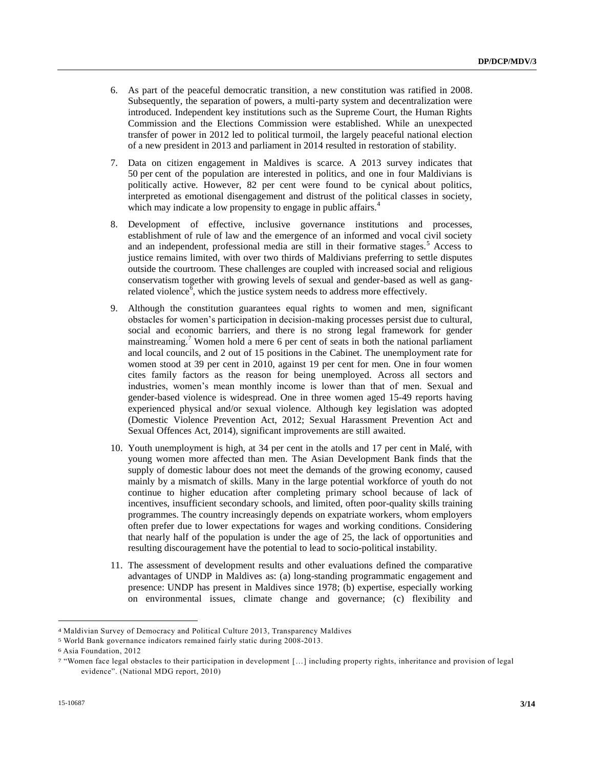6. As part of the peaceful democratic transition, a new constitution was ratified in 2008. Subsequently, the separation of powers, a multi-party system and decentralization were introduced. Independent key institutions such as the Supreme Court, the Human Rights Commission and the Elections Commission were established. While an unexpected transfer of power in 2012 led to political turmoil, the largely peaceful national election of a new president in 2013 and parliament in 2014 resulted in restoration of stability.

7. Data on citizen engagement in Maldives is scarce. A 2013 survey indicates that 50 per cent of the population are interested in politics, and one in four Maldivians is politically active. However, 82 per cent were found to be cynical about politics, interpreted as emotional disengagement and distrust of the political classes in society, which may indicate a low propensity to engage in public affairs.[4]

8. Development of effective, inclusive governance institutions and processes, establishment of rule of law and the emergence of an informed and vocal civil society and an independent, professional media are still in their formative stages.[5] Access to justice remains limited, with over two thirds of Maldivians preferring to settle disputes outside the courtroom. These challenges are coupled with increased social and religious conservatism together with growing levels of sexual and gender-based as well as gang-related violence[6], which the justice system needs to address more effectively.

9. Although the constitution guarantees equal rights to women and men, significant obstacles for women's participation in decision-making processes persist due to cultural, social and economic barriers, and there is no strong legal framework for gender mainstreaming.[7] Women hold a mere 6 per cent of seats in both the national parliament and local councils, and 2 out of 15 positions in the Cabinet. The unemployment rate for women stood at 39 per cent in 2010, against 19 per cent for men. One in four women cites family factors as the reason for being unemployed. Across all sectors and industries, women's mean monthly income is lower than that of men. Sexual and gender-based violence is widespread. One in three women aged 15-49 reports having experienced physical and/or sexual violence. Although key legislation was adopted (Domestic Violence Prevention Act, 2012; Sexual Harassment Prevention Act and Sexual Offences Act, 2014), significant improvements are still awaited.

10. Youth unemployment is high, at 34 per cent in the atolls and 17 per cent in Malé, with young women more affected than men. The Asian Development Bank finds that the supply of domestic labour does not meet the demands of the growing economy, caused mainly by a mismatch of skills. Many in the large potential workforce of youth do not continue to higher education after completing primary school because of lack of incentives, insufficient secondary schools, and limited, often poor-quality skills training programmes. The country increasingly depends on expatriate workers, whom employers often prefer due to lower expectations for wages and working conditions. Considering that nearly half of the population is under the age of 25, the lack of opportunities and resulting discouragement have the potential to lead to socio-political instability.

11. The assessment of development results and other evaluations defined the comparative advantages of UNDP in Maldives as: (a) long-standing programmatic engagement and presence: UNDP has present in Maldives since 1978; (b) expertise, especially working on environmental issues, climate change and governance; (c) flexibility and

---

[4] Maldivian Survey of Democracy and Political Culture 2013, Transparency Maldives

[5] World Bank governance indicators remained fairly static during 2008-2013.

[6] Asia Foundation, 2012

[7] "Women face legal obstacles to their participation in development […] including property rights, inheritance and provision of legal evidence". (National MDG report, 2010)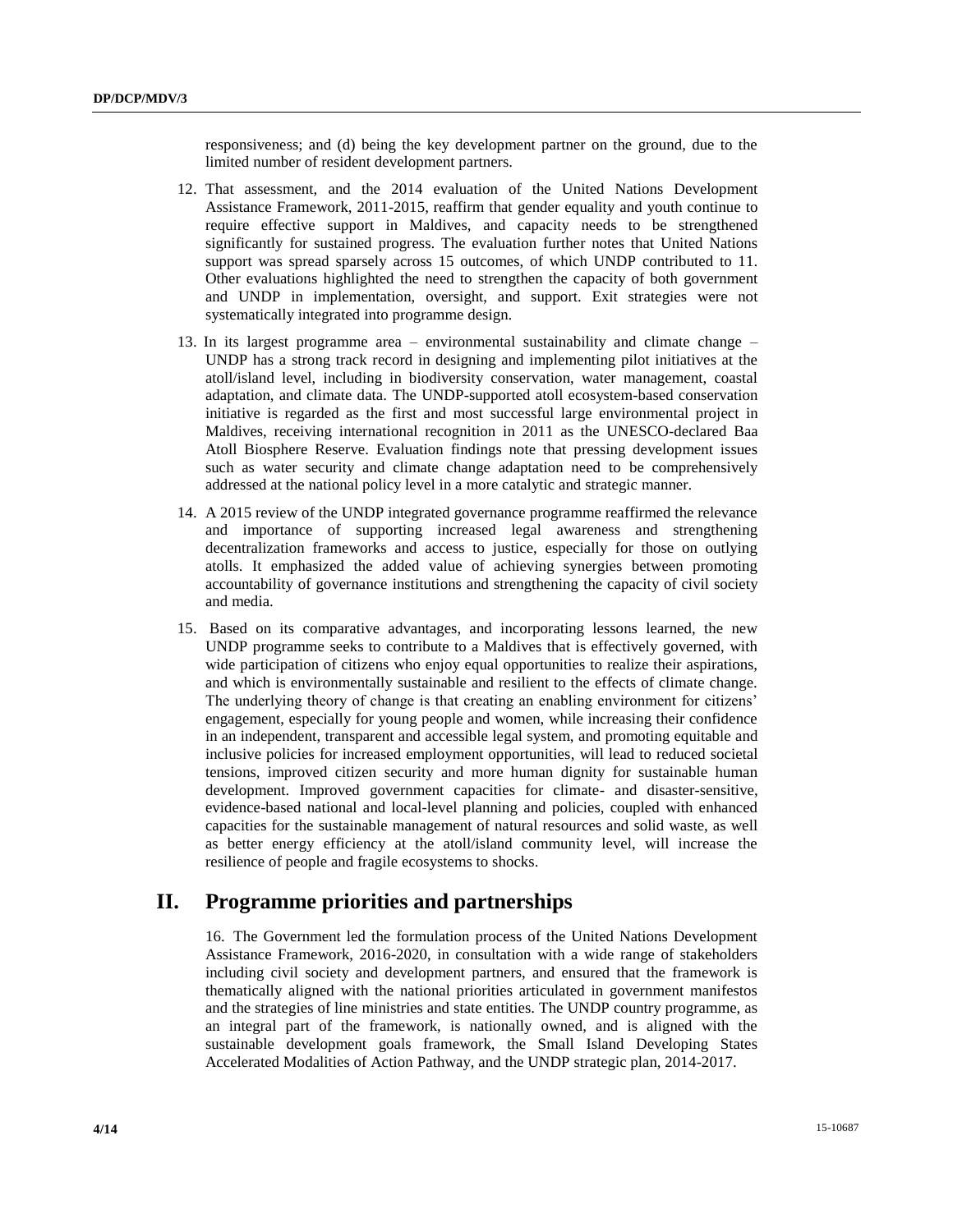responsiveness; and (d) being the key development partner on the ground, due to the limited number of resident development partners.

12. That assessment, and the 2014 evaluation of the United Nations Development Assistance Framework, 2011-2015, reaffirm that gender equality and youth continue to require effective support in Maldives, and capacity needs to be strengthened significantly for sustained progress. The evaluation further notes that United Nations support was spread sparsely across 15 outcomes, of which UNDP contributed to 11. Other evaluations highlighted the need to strengthen the capacity of both government and UNDP in implementation, oversight, and support. Exit strategies were not systematically integrated into programme design.

13. In its largest programme area – environmental sustainability and climate change – UNDP has a strong track record in designing and implementing pilot initiatives at the atoll/island level, including in biodiversity conservation, water management, coastal adaptation, and climate data. The UNDP-supported atoll ecosystem-based conservation initiative is regarded as the first and most successful large environmental project in Maldives, receiving international recognition in 2011 as the UNESCO-declared Baa Atoll Biosphere Reserve. Evaluation findings note that pressing development issues such as water security and climate change adaptation need to be comprehensively addressed at the national policy level in a more catalytic and strategic manner.

14. A 2015 review of the UNDP integrated governance programme reaffirmed the relevance and importance of supporting increased legal awareness and strengthening decentralization frameworks and access to justice, especially for those on outlying atolls. It emphasized the added value of achieving synergies between promoting accountability of governance institutions and strengthening the capacity of civil society and media.

15. Based on its comparative advantages, and incorporating lessons learned, the new UNDP programme seeks to contribute to a Maldives that is effectively governed, with wide participation of citizens who enjoy equal opportunities to realize their aspirations, and which is environmentally sustainable and resilient to the effects of climate change. The underlying theory of change is that creating an enabling environment for citizens' engagement, especially for young people and women, while increasing their confidence in an independent, transparent and accessible legal system, and promoting equitable and inclusive policies for increased employment opportunities, will lead to reduced societal tensions, improved citizen security and more human dignity for sustainable human development. Improved government capacities for climate- and disaster-sensitive, evidence-based national and local-level planning and policies, coupled with enhanced capacities for the sustainable management of natural resources and solid waste, as well as better energy efficiency at the atoll/island community level, will increase the resilience of people and fragile ecosystems to shocks.

# II. Programme priorities and partnerships

16. The Government led the formulation process of the United Nations Development Assistance Framework, 2016-2020, in consultation with a wide range of stakeholders including civil society and development partners, and ensured that the framework is thematically aligned with the national priorities articulated in government manifestos and the strategies of line ministries and state entities. The UNDP country programme, as an integral part of the framework, is nationally owned, and is aligned with the sustainable development goals framework, the Small Island Developing States Accelerated Modalities of Action Pathway, and the UNDP strategic plan, 2014-2017.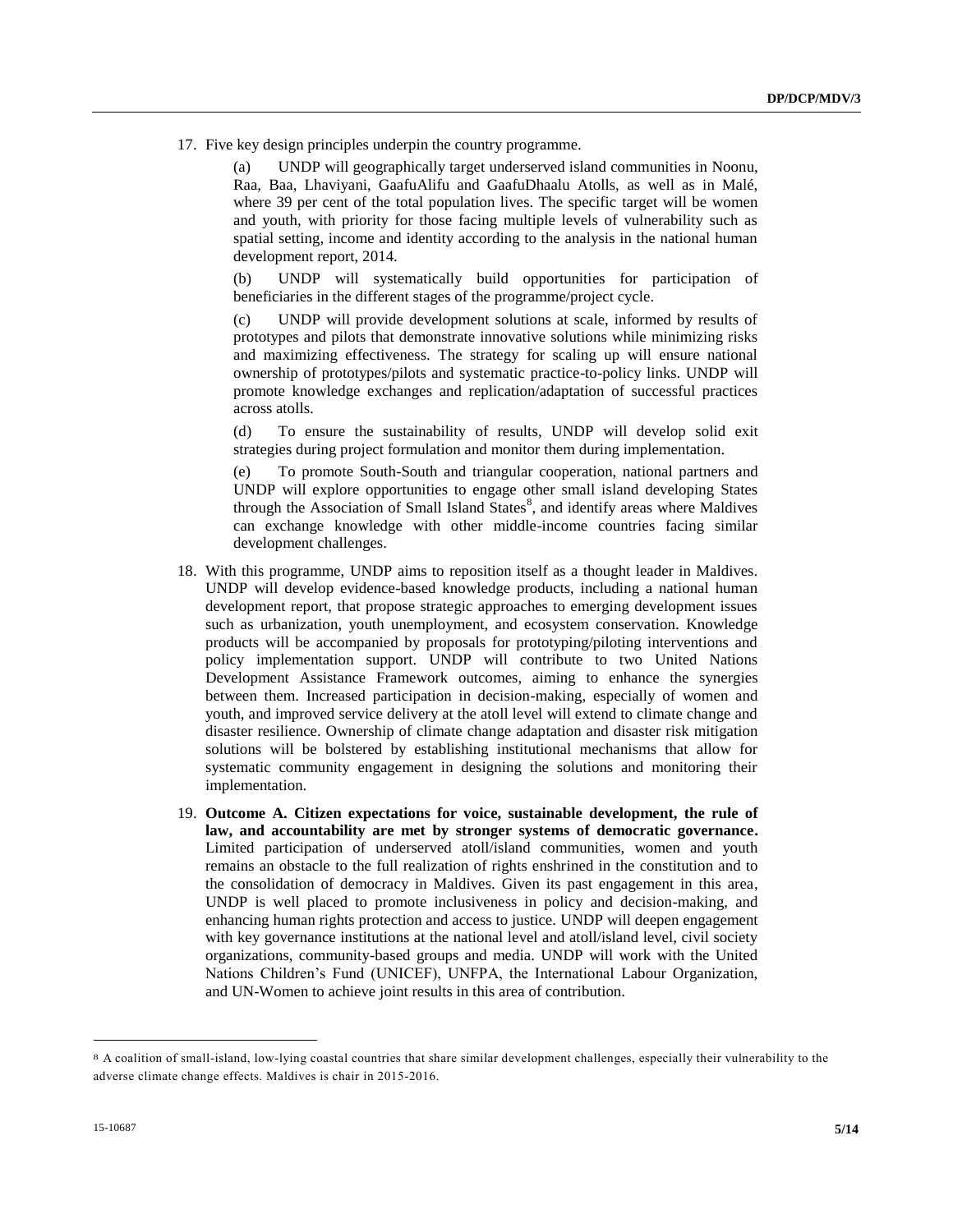17. Five key design principles underpin the country programme.

    (a) UNDP will geographically target underserved island communities in Noonu, Raa, Baa, Lhaviyani, GaafuAlifu and GaafuDhaalu Atolls, as well as in Malé, where 39 per cent of the total population lives. The specific target will be women and youth, with priority for those facing multiple levels of vulnerability such as spatial setting, income and identity according to the analysis in the national human development report, 2014.

    (b) UNDP will systematically build opportunities for participation of beneficiaries in the different stages of the programme/project cycle.

    (c) UNDP will provide development solutions at scale, informed by results of prototypes and pilots that demonstrate innovative solutions while minimizing risks and maximizing effectiveness. The strategy for scaling up will ensure national ownership of prototypes/pilots and systematic practice-to-policy links. UNDP will promote knowledge exchanges and replication/adaptation of successful practices across atolls.

    (d) To ensure the sustainability of results, UNDP will develop solid exit strategies during project formulation and monitor them during implementation.

    (e) To promote South-South and triangular cooperation, national partners and UNDP will explore opportunities to engage other small island developing States through the Association of Small Island States[8], and identify areas where Maldives can exchange knowledge with other middle-income countries facing similar development challenges.

18. With this programme, UNDP aims to reposition itself as a thought leader in Maldives. UNDP will develop evidence-based knowledge products, including a national human development report, that propose strategic approaches to emerging development issues such as urbanization, youth unemployment, and ecosystem conservation. Knowledge products will be accompanied by proposals for prototyping/piloting interventions and policy implementation support. UNDP will contribute to two United Nations Development Assistance Framework outcomes, aiming to enhance the synergies between them. Increased participation in decision-making, especially of women and youth, and improved service delivery at the atoll level will extend to climate change and disaster resilience. Ownership of climate change adaptation and disaster risk mitigation solutions will be bolstered by establishing institutional mechanisms that allow for systematic community engagement in designing the solutions and monitoring their implementation.

19. **Outcome A. Citizen expectations for voice, sustainable development, the rule of law, and accountability are met by stronger systems of democratic governance.** Limited participation of underserved atoll/island communities, women and youth remains an obstacle to the full realization of rights enshrined in the constitution and to the consolidation of democracy in Maldives. Given its past engagement in this area, UNDP is well placed to promote inclusiveness in policy and decision-making, and enhancing human rights protection and access to justice. UNDP will deepen engagement with key governance institutions at the national level and atoll/island level, civil society organizations, community-based groups and media. UNDP will work with the United Nations Children's Fund (UNICEF), UNFPA, the International Labour Organization, and UN-Women to achieve joint results in this area of contribution.

---

[8] A coalition of small-island, low-lying coastal countries that share similar development challenges, especially their vulnerability to the adverse climate change effects. Maldives is chair in 2015-2016.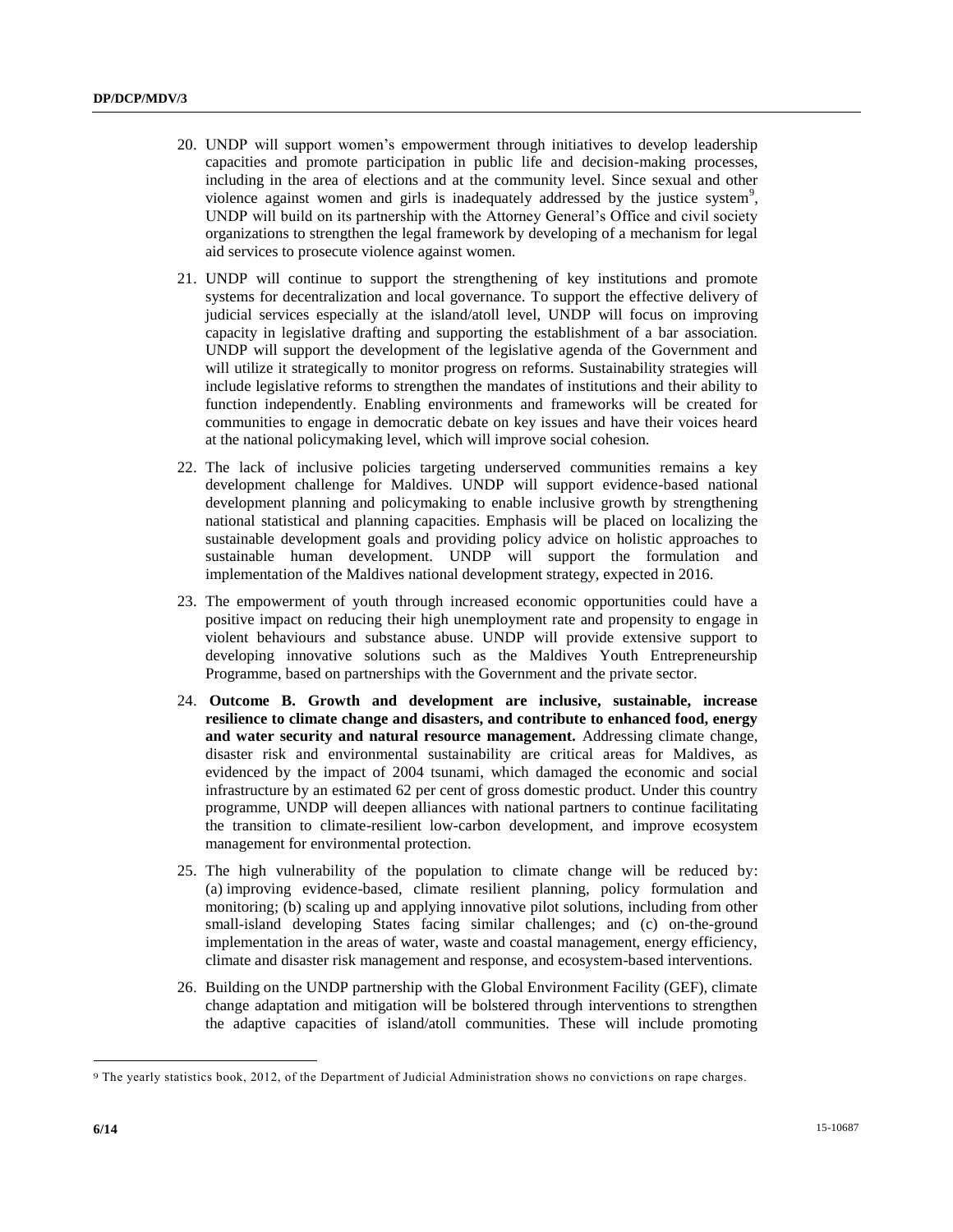20. UNDP will support women's empowerment through initiatives to develop leadership capacities and promote participation in public life and decision-making processes, including in the area of elections and at the community level. Since sexual and other violence against women and girls is inadequately addressed by the justice system[9], UNDP will build on its partnership with the Attorney General's Office and civil society organizations to strengthen the legal framework by developing of a mechanism for legal aid services to prosecute violence against women.

21. UNDP will continue to support the strengthening of key institutions and promote systems for decentralization and local governance. To support the effective delivery of judicial services especially at the island/atoll level, UNDP will focus on improving capacity in legislative drafting and supporting the establishment of a bar association. UNDP will support the development of the legislative agenda of the Government and will utilize it strategically to monitor progress on reforms. Sustainability strategies will include legislative reforms to strengthen the mandates of institutions and their ability to function independently. Enabling environments and frameworks will be created for communities to engage in democratic debate on key issues and have their voices heard at the national policymaking level, which will improve social cohesion.

22. The lack of inclusive policies targeting underserved communities remains a key development challenge for Maldives. UNDP will support evidence-based national development planning and policymaking to enable inclusive growth by strengthening national statistical and planning capacities. Emphasis will be placed on localizing the sustainable development goals and providing policy advice on holistic approaches to sustainable human development. UNDP will support the formulation and implementation of the Maldives national development strategy, expected in 2016.

23. The empowerment of youth through increased economic opportunities could have a positive impact on reducing their high unemployment rate and propensity to engage in violent behaviours and substance abuse. UNDP will provide extensive support to developing innovative solutions such as the Maldives Youth Entrepreneurship Programme, based on partnerships with the Government and the private sector.

24. **Outcome B. Growth and development are inclusive, sustainable, increase resilience to climate change and disasters, and contribute to enhanced food, energy and water security and natural resource management.** Addressing climate change, disaster risk and environmental sustainability are critical areas for Maldives, as evidenced by the impact of 2004 tsunami, which damaged the economic and social infrastructure by an estimated 62 per cent of gross domestic product. Under this country programme, UNDP will deepen alliances with national partners to continue facilitating the transition to climate-resilient low-carbon development, and improve ecosystem management for environmental protection.

25. The high vulnerability of the population to climate change will be reduced by: (a) improving evidence-based, climate resilient planning, policy formulation and monitoring; (b) scaling up and applying innovative pilot solutions, including from other small-island developing States facing similar challenges; and (c) on-the-ground implementation in the areas of water, waste and coastal management, energy efficiency, climate and disaster risk management and response, and ecosystem-based interventions.

26. Building on the UNDP partnership with the Global Environment Facility (GEF), climate change adaptation and mitigation will be bolstered through interventions to strengthen the adaptive capacities of island/atoll communities. These will include promoting

---

[9] The yearly statistics book, 2012, of the Department of Judicial Administration shows no convictions on rape charges.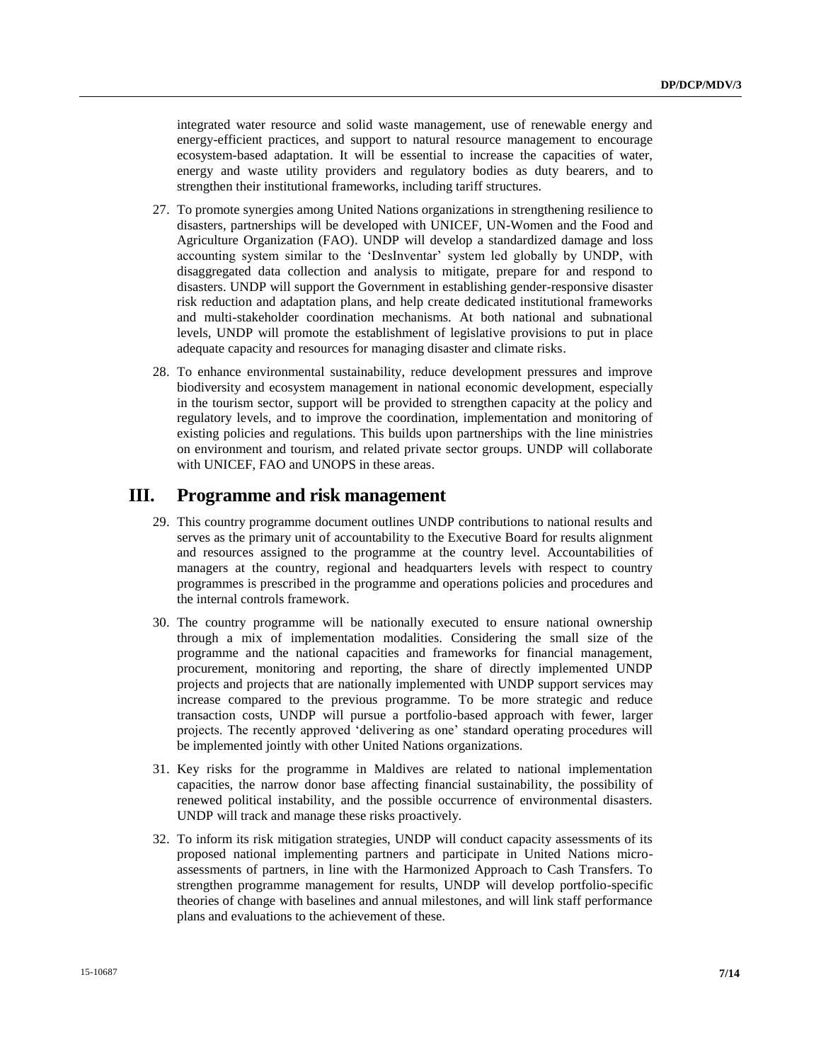integrated water resource and solid waste management, use of renewable energy and energy-efficient practices, and support to natural resource management to encourage ecosystem-based adaptation. It will be essential to increase the capacities of water, energy and waste utility providers and regulatory bodies as duty bearers, and to strengthen their institutional frameworks, including tariff structures.

27. To promote synergies among United Nations organizations in strengthening resilience to disasters, partnerships will be developed with UNICEF, UN-Women and the Food and Agriculture Organization (FAO). UNDP will develop a standardized damage and loss accounting system similar to the 'DesInventar' system led globally by UNDP, with disaggregated data collection and analysis to mitigate, prepare for and respond to disasters. UNDP will support the Government in establishing gender-responsive disaster risk reduction and adaptation plans, and help create dedicated institutional frameworks and multi-stakeholder coordination mechanisms. At both national and subnational levels, UNDP will promote the establishment of legislative provisions to put in place adequate capacity and resources for managing disaster and climate risks.

28. To enhance environmental sustainability, reduce development pressures and improve biodiversity and ecosystem management in national economic development, especially in the tourism sector, support will be provided to strengthen capacity at the policy and regulatory levels, and to improve the coordination, implementation and monitoring of existing policies and regulations. This builds upon partnerships with the line ministries on environment and tourism, and related private sector groups. UNDP will collaborate with UNICEF, FAO and UNOPS in these areas.

# III. Programme and risk management

29. This country programme document outlines UNDP contributions to national results and serves as the primary unit of accountability to the Executive Board for results alignment and resources assigned to the programme at the country level. Accountabilities of managers at the country, regional and headquarters levels with respect to country programmes is prescribed in the programme and operations policies and procedures and the internal controls framework.

30. The country programme will be nationally executed to ensure national ownership through a mix of implementation modalities. Considering the small size of the programme and the national capacities and frameworks for financial management, procurement, monitoring and reporting, the share of directly implemented UNDP projects and projects that are nationally implemented with UNDP support services may increase compared to the previous programme. To be more strategic and reduce transaction costs, UNDP will pursue a portfolio-based approach with fewer, larger projects. The recently approved 'delivering as one' standard operating procedures will be implemented jointly with other United Nations organizations.

31. Key risks for the programme in Maldives are related to national implementation capacities, the narrow donor base affecting financial sustainability, the possibility of renewed political instability, and the possible occurrence of environmental disasters. UNDP will track and manage these risks proactively.

32. To inform its risk mitigation strategies, UNDP will conduct capacity assessments of its proposed national implementing partners and participate in United Nations micro-assessments of partners, in line with the Harmonized Approach to Cash Transfers. To strengthen programme management for results, UNDP will develop portfolio-specific theories of change with baselines and annual milestones, and will link staff performance plans and evaluations to the achievement of these.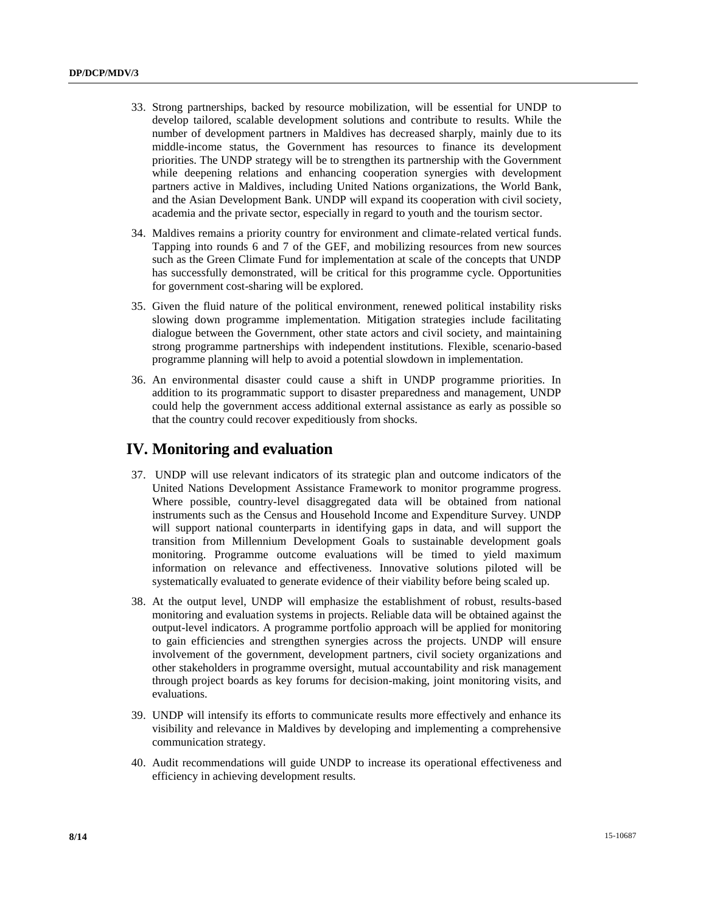33. Strong partnerships, backed by resource mobilization, will be essential for UNDP to develop tailored, scalable development solutions and contribute to results. While the number of development partners in Maldives has decreased sharply, mainly due to its middle-income status, the Government has resources to finance its development priorities. The UNDP strategy will be to strengthen its partnership with the Government while deepening relations and enhancing cooperation synergies with development partners active in Maldives, including United Nations organizations, the World Bank, and the Asian Development Bank. UNDP will expand its cooperation with civil society, academia and the private sector, especially in regard to youth and the tourism sector.

34. Maldives remains a priority country for environment and climate-related vertical funds. Tapping into rounds 6 and 7 of the GEF, and mobilizing resources from new sources such as the Green Climate Fund for implementation at scale of the concepts that UNDP has successfully demonstrated, will be critical for this programme cycle. Opportunities for government cost-sharing will be explored.

35. Given the fluid nature of the political environment, renewed political instability risks slowing down programme implementation. Mitigation strategies include facilitating dialogue between the Government, other state actors and civil society, and maintaining strong programme partnerships with independent institutions. Flexible, scenario-based programme planning will help to avoid a potential slowdown in implementation.

36. An environmental disaster could cause a shift in UNDP programme priorities. In addition to its programmatic support to disaster preparedness and management, UNDP could help the government access additional external assistance as early as possible so that the country could recover expeditiously from shocks.

## IV. Monitoring and evaluation

37. UNDP will use relevant indicators of its strategic plan and outcome indicators of the United Nations Development Assistance Framework to monitor programme progress. Where possible, country-level disaggregated data will be obtained from national instruments such as the Census and Household Income and Expenditure Survey. UNDP will support national counterparts in identifying gaps in data, and will support the transition from Millennium Development Goals to sustainable development goals monitoring. Programme outcome evaluations will be timed to yield maximum information on relevance and effectiveness. Innovative solutions piloted will be systematically evaluated to generate evidence of their viability before being scaled up.

38. At the output level, UNDP will emphasize the establishment of robust, results-based monitoring and evaluation systems in projects. Reliable data will be obtained against the output-level indicators. A programme portfolio approach will be applied for monitoring to gain efficiencies and strengthen synergies across the projects. UNDP will ensure involvement of the government, development partners, civil society organizations and other stakeholders in programme oversight, mutual accountability and risk management through project boards as key forums for decision-making, joint monitoring visits, and evaluations.

39. UNDP will intensify its efforts to communicate results more effectively and enhance its visibility and relevance in Maldives by developing and implementing a comprehensive communication strategy.

40. Audit recommendations will guide UNDP to increase its operational effectiveness and efficiency in achieving development results.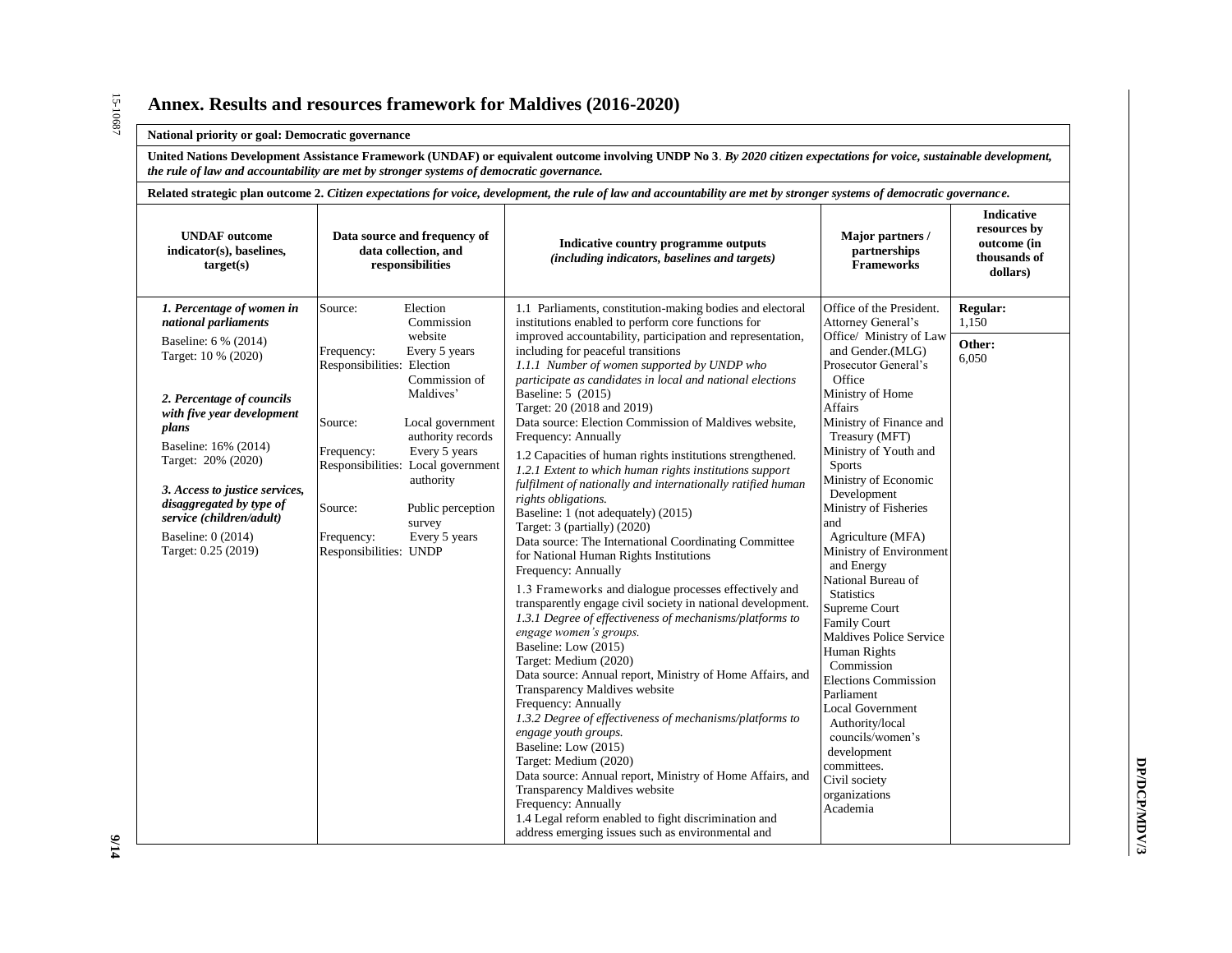# Annex. Results and resources framework for Maldives (2016-2020)

**National priority or goal: Democratic governance**

**United Nations Development Assistance Framework (UNDAF) or equivalent outcome involving UNDP No 3**. ***By 2020 citizen expectations for voice, sustainable development, the rule of law and accountability are met by stronger systems of democratic governance.***

**Related strategic plan outcome 2.** ***Citizen expectations for voice, development, the rule of law and accountability are met by stronger systems of democratic governance.***

| UNDAF outcome indicator(s), baselines, target(s) | Data source and frequency of data collection, and responsibilities | Indicative country programme outputs *(including indicators, baselines and targets)* | Major partners / partnerships Frameworks | Indicative resources by outcome (in thousands of dollars) |
|---|---|---|---|---|
| ***1. Percentage of women in national parliaments***<br>Baseline: 6 % (2014)<br>Target: 10 % (2020)<br><br>***2. Percentage of councils with five year development plans***<br>Baseline: 16% (2014)<br>Target: 20% (2020)<br><br>***3. Access to justice services, disaggregated by type of service (children/adult)***<br>Baseline: 0 (2014)<br>Target: 0.25 (2019) | Source: Election Commission website<br>Frequency: Every 5 years<br>Responsibilities: Election Commission of Maldives'<br><br>Source: Local government authority records<br>Frequency: Every 5 years<br>Responsibilities: Local government authority<br><br>Source: Public perception survey<br>Frequency: Every 5 years<br>Responsibilities: UNDP | 1.1 Parliaments, constitution-making bodies and electoral institutions enabled to perform core functions for improved accountability, participation and representation, including for peaceful transitions<br>*1.1.1 Number of women supported by UNDP who participate as candidates in local and national elections*<br>Baseline: 5 (2015)<br>Target: 20 (2018 and 2019)<br>Data source: Election Commission of Maldives website,<br>Frequency: Annually<br><br>1.2 Capacities of human rights institutions strengthened.<br>*1.2.1 Extent to which human rights institutions support fulfilment of nationally and internationally ratified human rights obligations.*<br>Baseline: 1 (not adequately) (2015)<br>Target: 3 (partially) (2020)<br>Data source: The International Coordinating Committee for National Human Rights Institutions<br>Frequency: Annually<br><br>1.3 Frameworks and dialogue processes effectively and transparently engage civil society in national development.<br>*1.3.1 Degree of effectiveness of mechanisms/platforms to engage women's groups.*<br>Baseline: Low (2015)<br>Target: Medium (2020)<br>Data source: Annual report, Ministry of Home Affairs, and Transparency Maldives website<br>Frequency: Annually<br>*1.3.2 Degree of effectiveness of mechanisms/platforms to engage youth groups.*<br>Baseline: Low (2015)<br>Target: Medium (2020)<br>Data source: Annual report, Ministry of Home Affairs, and Transparency Maldives website<br>Frequency: Annually<br>1.4 Legal reform enabled to fight discrimination and address emerging issues such as environmental and | Office of the President.<br>Attorney General's Office/ Ministry of Law and Gender.(MLG)<br>Prosecutor General's Office<br>Ministry of Home Affairs<br>Ministry of Finance and Treasury (MFT)<br>Ministry of Youth and Sports<br>Ministry of Economic Development<br>Ministry of Fisheries and Agriculture (MFA)<br>Ministry of Environment and Energy<br>National Bureau of Statistics<br>Supreme Court<br>Family Court<br>Maldives Police Service<br>Human Rights Commission<br>Elections Commission<br>Parliament<br>Local Government Authority/local councils/women's development committees.<br>Civil society organizations<br>Academia | **Regular:**<br>1,150<br><br>**Other:**<br>6,050 |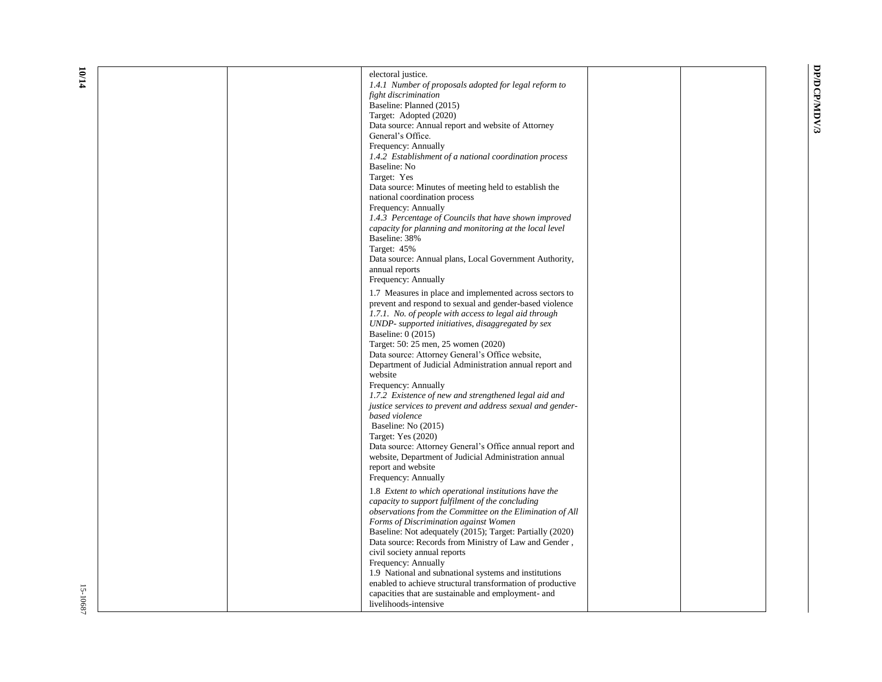| | | | | |
|---|---|---|---|---|
| | | electral justice.<br>*1.4.1 Number of proposals adopted for legal reform to fight discrimination*<br>Baseline: Planned (2015)<br>Target: Adopted (2020)<br>Data source: Annual report and website of Attorney General's Office.<br>Frequency: Annually<br>*1.4.2 Establishment of a national coordination process*<br>Baseline: No<br>Target: Yes<br>Data source: Minutes of meeting held to establish the national coordination process<br>Frequency: Annually<br>*1.4.3 Percentage of Councils that have shown improved capacity for planning and monitoring at the local level*<br>Baseline: 38%<br>Target: 45%<br>Data source: Annual plans, Local Government Authority, annual reports<br>Frequency: Annually<br><br>1.7 Measures in place and implemented across sectors to prevent and respond to sexual and gender-based violence<br>*1.7.1. No. of people with access to legal aid through UNDP- supported initiatives, disaggregated by sex*<br>Baseline: 0 (2015)<br>Target: 50: 25 men, 25 women (2020)<br>Data source: Attorney General's Office website, Department of Judicial Administration annual report and website<br>Frequency: Annually<br>*1.7.2 Existence of new and strengthened legal aid and justice services to prevent and address sexual and gender-based violence*<br>Baseline: No (2015)<br>Target: Yes (2020)<br>Data source: Attorney General's Office annual report and website, Department of Judicial Administration annual report and website<br>Frequency: Annually<br><br>1.8 *Extent to which operational institutions have the capacity to support fulfilment of the concluding observations from the Committee on the Elimination of All Forms of Discrimination against Women*<br>Baseline: Not adequately (2015); Target: Partially (2020)<br>Data source: Records from Ministry of Law and Gender , civil society annual reports<br>Frequency: Annually<br>1.9 National and subnational systems and institutions enabled to achieve structural transformation of productive capacities that are sustainable and employment- and livelihoods-intensive | | |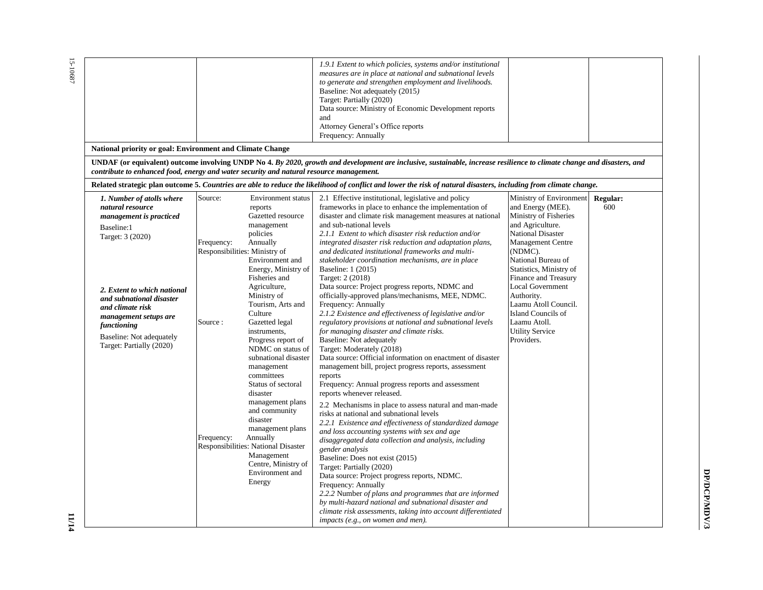| | | | | |
|---|---|---|---|---|
| | | *1.9.1 Extent to which policies, systems and/or institutional measures are in place at national and subnational levels to generate and strengthen employment and livelihoods.*<br>Baseline: Not adequately (2015)<br>Target: Partially (2020)<br>Data source: Ministry of Economic Development reports and<br>Attorney General's Office reports<br>Frequency: Annually | | |
| **National priority or goal: Environment and Climate Change** | | | | |
| **UNDAF (or equivalent) outcome involving UNDP No 4.** ***By 2020, growth and development are inclusive, sustainable, increase resilience to climate change and disasters, and contribute to enhanced food, energy and water security and natural resource management.*** | | | | |
| **Related strategic plan outcome 5.** ***Countries are able to reduce the likelihood of conflict and lower the risk of natural disasters, including from climate change.*** | | | | |
| ***1. Number of atolls where natural resource management is practiced***<br>Baseline:1<br>Target: 3 (2020)<br><br>***2. Extent to which national and subnational disaster and climate risk management setups are functioning***<br>Baseline: Not adequately<br>Target: Partially (2020) | Source: Environment status reports<br>Gazetted resource management policies<br>Frequency: Annually<br>Responsibilities: Ministry of Environment and Energy, Ministry of Fisheries and Agriculture, Ministry of Tourism, Arts and Culture<br><br>Source : Gazetted legal instruments,<br>Progress report of NDMC on status of subnational disaster management committees<br>Status of sectoral disaster management plans and community disaster management plans<br>Frequency: Annually<br>Responsibilities: National Disaster Management Centre, Ministry of Environment and Energy | 2.1 Effective institutional, legislative and policy frameworks in place to enhance the implementation of disaster and climate risk management measures at national and sub-national levels<br>*2.1.1 Extent to which disaster risk reduction and/or integrated disaster risk reduction and adaptation plans, and dedicated institutional frameworks and multi-stakeholder coordination mechanisms, are in place*<br>Baseline: 1 (2015)<br>Target: 2 (2018)<br>Data source: Project progress reports, NDMC and officially-approved plans/mechanisms, MEE, NDMC.<br>Frequency: Annually<br>*2.1.2 Existence and effectiveness of legislative and/or regulatory provisions at national and subnational levels for managing disaster and climate risks.*<br>Baseline: Not adequately<br>Target: Moderately (2018)<br>Data source: Official information on enactment of disaster management bill, project progress reports, assessment reports<br>Frequency: Annual progress reports and assessment reports whenever released.<br><br>2.2 Mechanisms in place to assess natural and man-made risks at national and subnational levels<br>*2.2.1 Existence and effectiveness of standardized damage and loss accounting systems with sex and age disaggregated data collection and analysis, including gender analysis*<br>Baseline: Does not exist (2015)<br>Target: Partially (2020)<br>Data source: Project progress reports, NDMC.<br>Frequency: Annually<br>*2.2.2* Number *of plans and programmes that are informed by multi-hazard national and subnational disaster and climate risk assessments, taking into account differentiated impacts (e.g., on women and men).* | Ministry of Environment and Energy (MEE).<br>Ministry of Fisheries and Agriculture.<br>National Disaster Management Centre (NDMC).<br>National Bureau of Statistics, Ministry of Finance and Treasury<br>Local Government Authority.<br>Laamu Atoll Council.<br>Island Councils of Laamu Atoll.<br>Utility Service Providers. | **Regular:**<br>600 |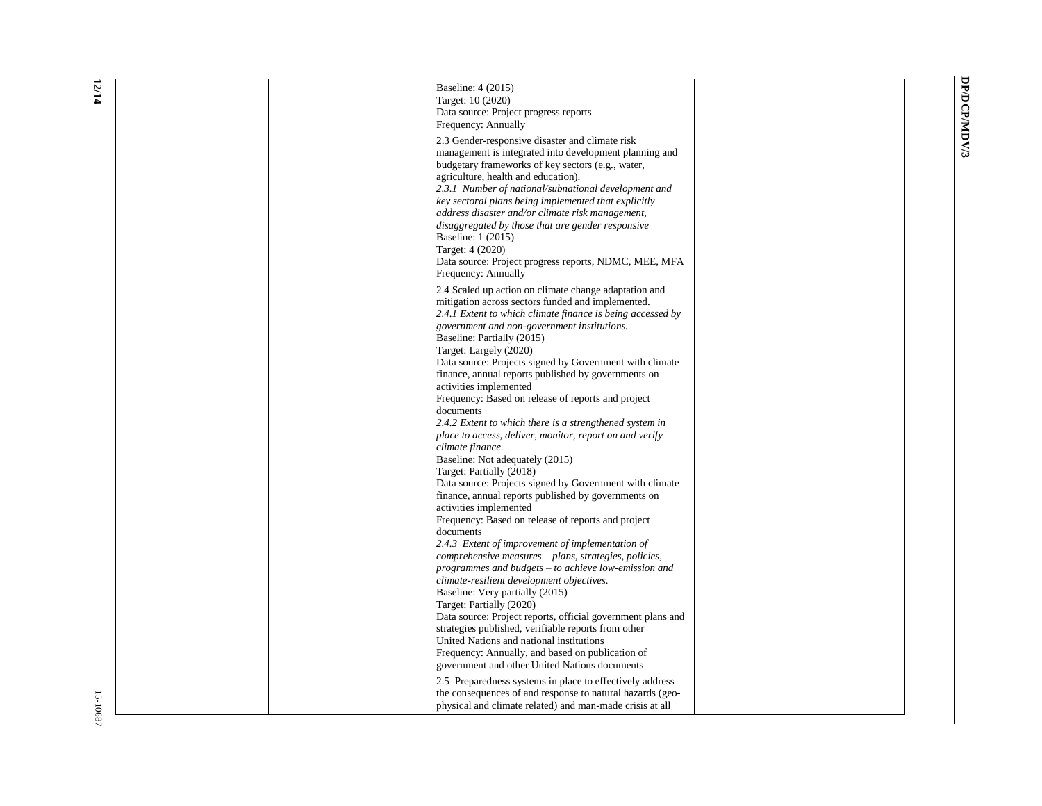| | | | | |
|---|---|---|---|---|
| | | Baseline: 4 (2015)<br>Target: 10 (2020)<br>Data source: Project progress reports<br>Frequency: Annually<br><br>2.3 Gender-responsive disaster and climate risk management is integrated into development planning and budgetary frameworks of key sectors (e.g., water, agriculture, health and education).<br>*2.3.1 Number of national/subnational development and key sectoral plans being implemented that explicitly address disaster and/or climate risk management, disaggregated by those that are gender responsive*<br>Baseline: 1 (2015)<br>Target: 4 (2020)<br>Data source: Project progress reports, NDMC, MEE, MFA<br>Frequency: Annually<br><br>2.4 Scaled up action on climate change adaptation and mitigation across sectors funded and implemented.<br>*2.4.1 Extent to which climate finance is being accessed by government and non-government institutions.*<br>Baseline: Partially (2015)<br>Target: Largely (2020)<br>Data source: Projects signed by Government with climate finance, annual reports published by governments on activities implemented<br>Frequency: Based on release of reports and project documents<br>*2.4.2 Extent to which there is a strengthened system in place to access, deliver, monitor, report on and verify climate finance.*<br>Baseline: Not adequately (2015)<br>Target: Partially (2018)<br>Data source: Projects signed by Government with climate finance, annual reports published by governments on activities implemented<br>Frequency: Based on release of reports and project documents<br>*2.4.3 Extent of improvement of implementation of comprehensive measures – plans, strategies, policies, programmes and budgets – to achieve low-emission and climate-resilient development objectives.*<br>Baseline: Very partially (2015)<br>Target: Partially (2020)<br>Data source: Project reports, official government plans and strategies published, verifiable reports from other United Nations and national institutions<br>Frequency: Annually, and based on publication of government and other United Nations documents<br><br>2.5 Preparedness systems in place to effectively address the consequences of and response to natural hazards (geo-physical and climate related) and man-made crisis at all | | |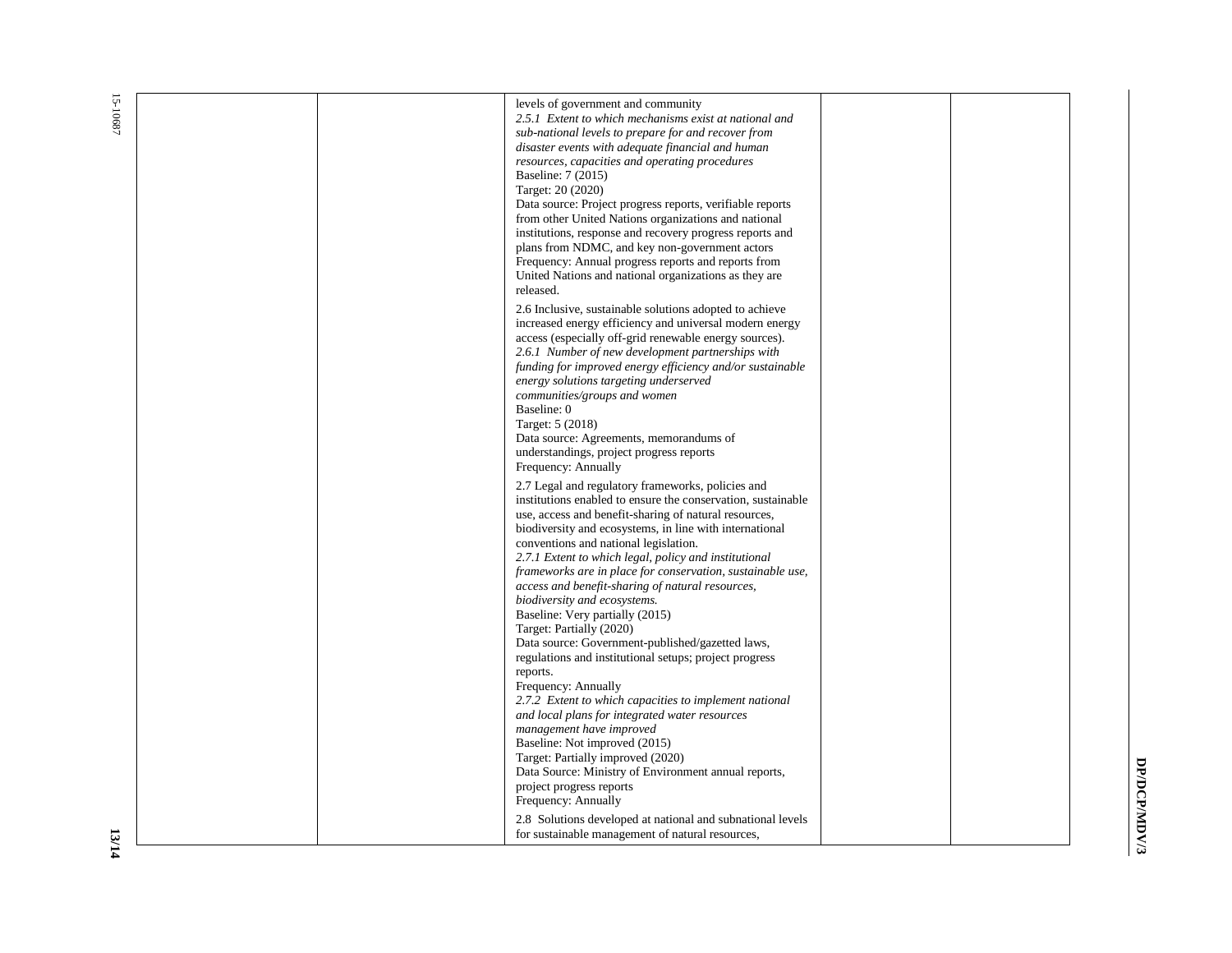| | | | | |
|---|---|---|---|---|
| | | levels of government and community<br>*2.5.1 Extent to which mechanisms exist at national and sub-national levels to prepare for and recover from disaster events with adequate financial and human resources, capacities and operating procedures*<br>Baseline: 7 (2015)<br>Target: 20 (2020)<br>Data source: Project progress reports, verifiable reports from other United Nations organizations and national institutions, response and recovery progress reports and plans from NDMC, and key non-government actors<br>Frequency: Annual progress reports and reports from United Nations and national organizations as they are released.<br><br>2.6 Inclusive, sustainable solutions adopted to achieve increased energy efficiency and universal modern energy access (especially off-grid renewable energy sources).<br>*2.6.1 Number of new development partnerships with funding for improved energy efficiency and/or sustainable energy solutions targeting underserved communities/groups and women*<br>Baseline: 0<br>Target: 5 (2018)<br>Data source: Agreements, memorandums of understandings, project progress reports<br>Frequency: Annually<br><br>2.7 Legal and regulatory frameworks, policies and institutions enabled to ensure the conservation, sustainable use, access and benefit-sharing of natural resources, biodiversity and ecosystems, in line with international conventions and national legislation.<br>*2.7.1 Extent to which legal, policy and institutional frameworks are in place for conservation, sustainable use, access and benefit-sharing of natural resources, biodiversity and ecosystems.*<br>Baseline: Very partially (2015)<br>Target: Partially (2020)<br>Data source: Government-published/gazetted laws, regulations and institutional setups; project progress reports.<br>Frequency: Annually<br>*2.7.2 Extent to which capacities to implement national and local plans for integrated water resources management have improved*<br>Baseline: Not improved (2015)<br>Target: Partially improved (2020)<br>Data Source: Ministry of Environment annual reports, project progress reports<br>Frequency: Annually<br><br>2.8 Solutions developed at national and subnational levels for sustainable management of natural resources, | | |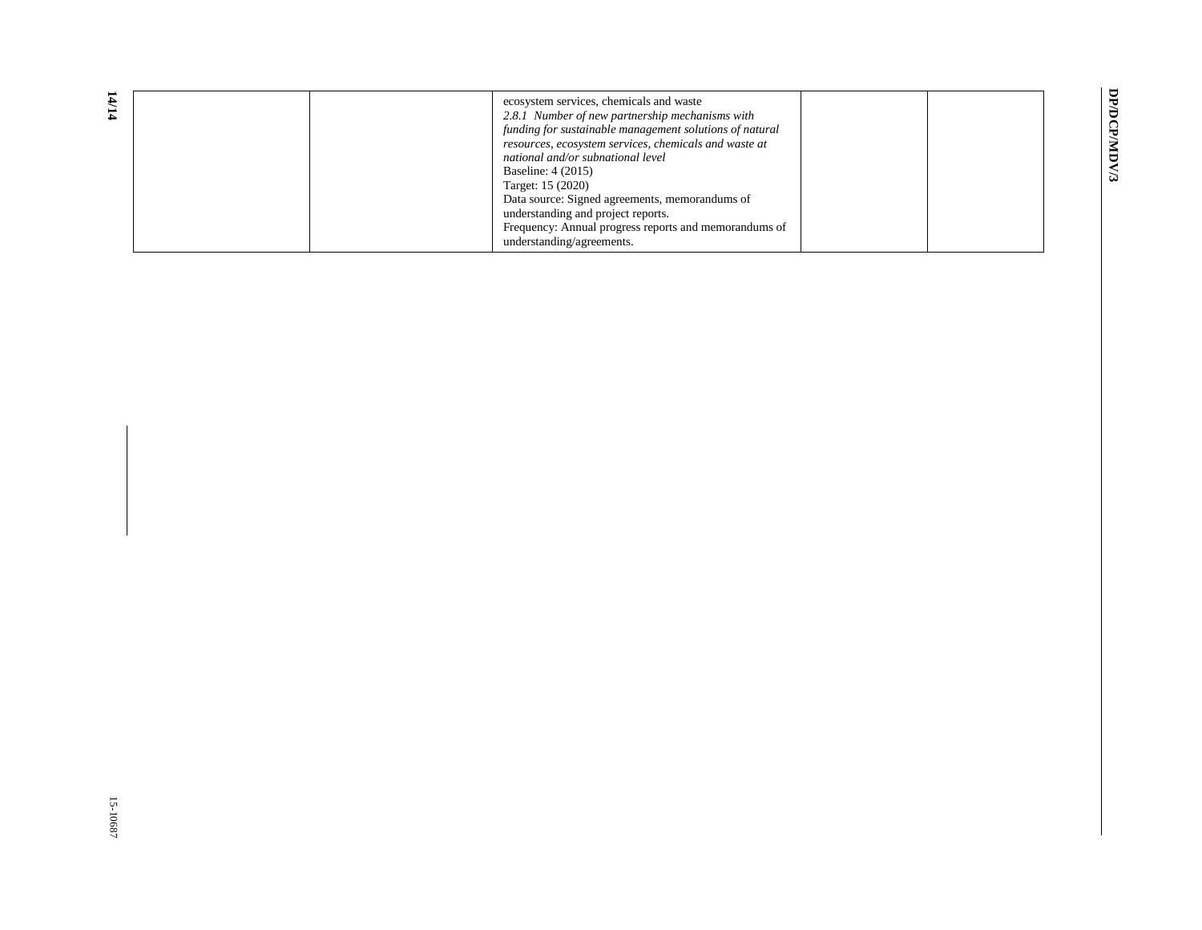| | | | | |
|---|---|---|---|---|
| | | ecosystem services, chemicals and waste<br>*2.8.1 Number of new partnership mechanisms with funding for sustainable management solutions of natural resources, ecosystem services, chemicals and waste at national and/or subnational level*<br>Baseline: 4 (2015)<br>Target: 15 (2020)<br>Data source: Signed agreements, memorandums of understanding and project reports.<br>Frequency: Annual progress reports and memorandums of understanding/agreements. | | |